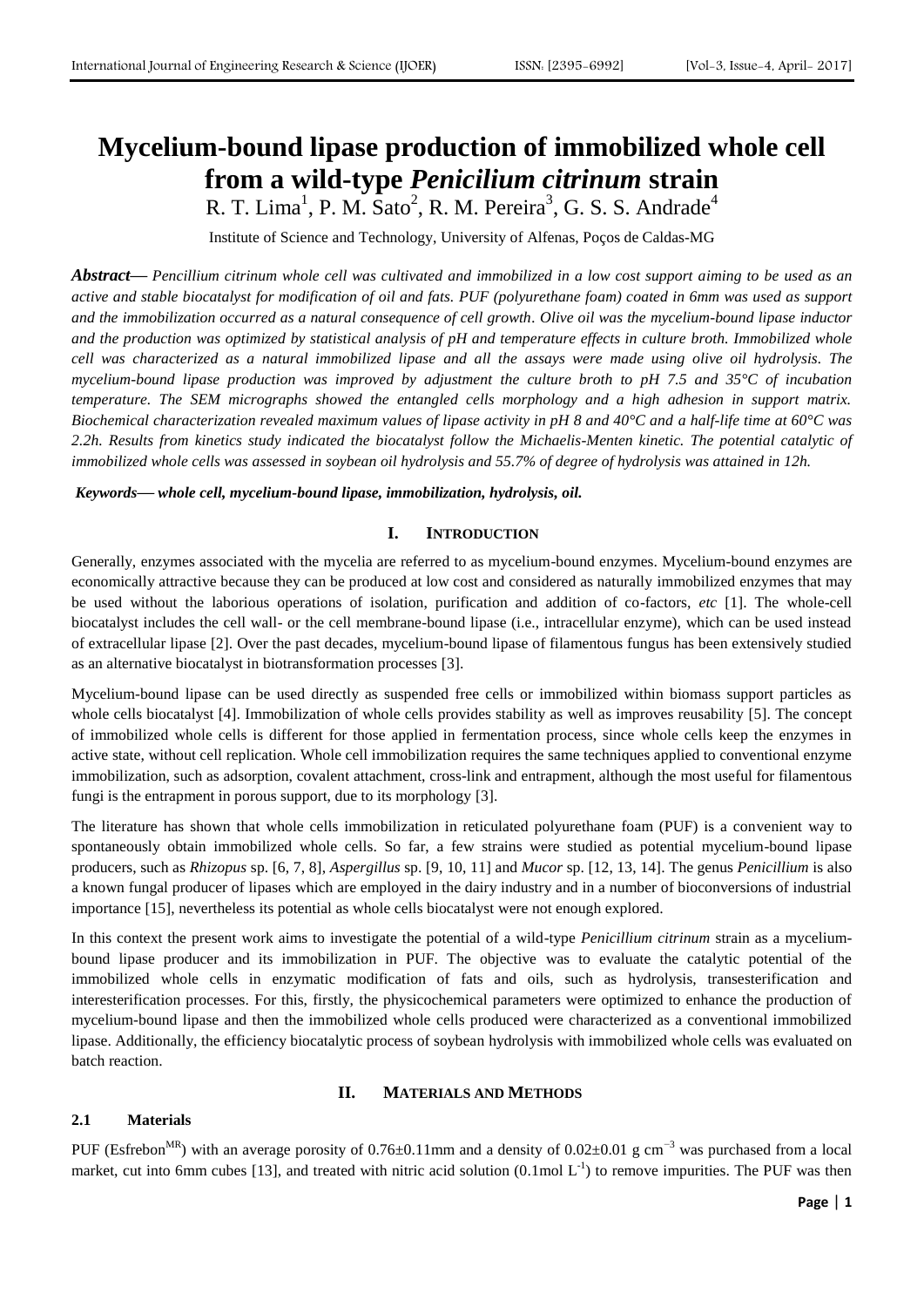# Mycelium-bound lipase production of immobilized whole cell from a wild-type *Penicilium citrinum* strain

R. T. Lima[1], P. M. Sato[2], R. M. Pereira[3], G. S. S. Andrade[4]

Institute of Science and Technology, University of Alfenas, Poços de Caldas-MG

***Abstract*****—** *Pencillium citrinum whole cell was cultivated and immobilized in a low cost support aiming to be used as an active and stable biocatalyst for modification of oil and fats. PUF (polyurethane foam) coated in 6mm was used as support and the immobilization occurred as a natural consequence of cell growth. Olive oil was the mycelium-bound lipase inductor and the production was optimized by statistical analysis of pH and temperature effects in culture broth. Immobilized whole cell was characterized as a natural immobilized lipase and all the assays were made using olive oil hydrolysis. The mycelium-bound lipase production was improved by adjustment the culture broth to pH 7.5 and 35°C of incubation temperature. The SEM micrographs showed the entangled cells morphology and a high adhesion in support matrix. Biochemical characterization revealed maximum values of lipase activity in pH 8 and 40°C and a half-life time at 60°C was 2.2h. Results from kinetics study indicated the biocatalyst follow the Michaelis-Menten kinetic. The potential catalytic of immobilized whole cells was assessed in soybean oil hydrolysis and 55.7% of degree of hydrolysis was attained in 12h.*

***Keywords*****— *whole cell, mycelium-bound lipase, immobilization, hydrolysis, oil.***

## I. INTRODUCTION

Generally, enzymes associated with the mycelia are referred to as mycelium-bound enzymes. Mycelium-bound enzymes are economically attractive because they can be produced at low cost and considered as naturally immobilized enzymes that may be used without the laborious operations of isolation, purification and addition of co-factors, *etc* [1]. The whole-cell biocatalyst includes the cell wall- or the cell membrane-bound lipase (i.e., intracellular enzyme), which can be used instead of extracellular lipase [2]. Over the past decades, mycelium-bound lipase of filamentous fungus has been extensively studied as an alternative biocatalyst in biotransformation processes [3].

Mycelium-bound lipase can be used directly as suspended free cells or immobilized within biomass support particles as whole cells biocatalyst [4]. Immobilization of whole cells provides stability as well as improves reusability [5]. The concept of immobilized whole cells is different for those applied in fermentation process, since whole cells keep the enzymes in active state, without cell replication. Whole cell immobilization requires the same techniques applied to conventional enzyme immobilization, such as adsorption, covalent attachment, cross-link and entrapment, although the most useful for filamentous fungi is the entrapment in porous support, due to its morphology [3].

The literature has shown that whole cells immobilization in reticulated polyurethane foam (PUF) is a convenient way to spontaneously obtain immobilized whole cells. So far, a few strains were studied as potential mycelium-bound lipase producers, such as *Rhizopus* sp. [6, 7, 8], *Aspergillus* sp. [9, 10, 11] and *Mucor* sp. [12, 13, 14]. The genus *Penicillium* is also a known fungal producer of lipases which are employed in the dairy industry and in a number of bioconversions of industrial importance [15], nevertheless its potential as whole cells biocatalyst were not enough explored.

In this context the present work aims to investigate the potential of a wild-type *Penicillium citrinum* strain as a mycelium-bound lipase producer and its immobilization in PUF. The objective was to evaluate the catalytic potential of the immobilized whole cells in enzymatic modification of fats and oils, such as hydrolysis, transesterification and interesterification processes. For this, firstly, the physicochemical parameters were optimized to enhance the production of mycelium-bound lipase and then the immobilized whole cells produced were characterized as a conventional immobilized lipase. Additionally, the efficiency biocatalytic process of soybean hydrolysis with immobilized whole cells was evaluated on batch reaction.

## II. MATERIALS AND METHODS

### 2.1 Materials

PUF (Esfrebon[MR]) with an average porosity of 0.76±0.11mm and a density of 0.02±0.01 g $cm^{-3}$ was purchased from a local market, cut into 6mm cubes [13], and treated with nitric acid solution (0.1mol $L^{-1}$) to remove impurities. The PUF was then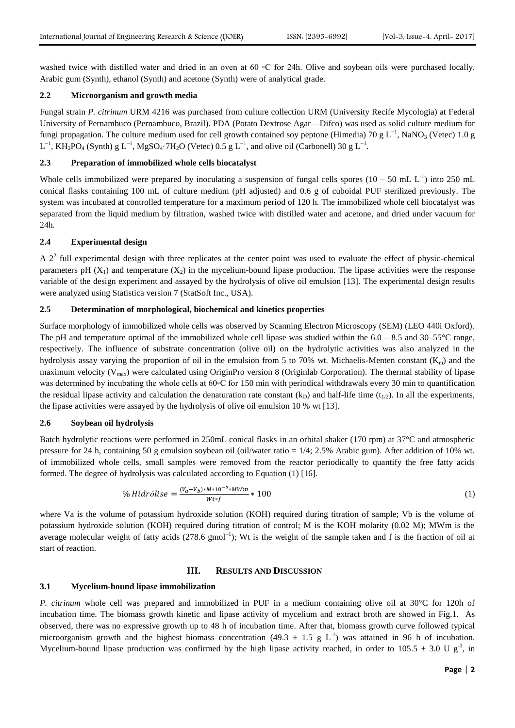washed twice with distilled water and dried in an oven at 60 ◦C for 24h. Olive and soybean oils were purchased locally. Arabic gum (Synth), ethanol (Synth) and acetone (Synth) were of analytical grade.

### 2.2 Microorganism and growth media

Fungal strain *P. citrinum* URM 4216 was purchased from culture collection URM (University Recife Mycologia) at Federal University of Pernambuco (Pernambuco, Brazil). PDA (Potato Dextrose Agar—Difco) was used as solid culture medium for fungi propagation. The culture medium used for cell growth contained soy peptone (Himedia) 70 g $L^{-1}$, $NaNO_3$ (Vetec) 1.0 g $L^{-1}$, $KH_2PO_4$ (Synth) g $L^{-1}$, $MgSO_4{\cdot}7H_2O$ (Vetec) 0.5 g $L^{-1}$, and olive oil (Carbonell) 30 g $L^{-1}$.

### 2.3 Preparation of immobilized whole cells biocatalyst

Whole cells immobilized were prepared by inoculating a suspension of fungal cells spores (10 – 50 mL $L^{-1}$) into 250 mL conical flasks containing 100 mL of culture medium (pH adjusted) and 0.6 g of cuboidal PUF sterilized previously. The system was incubated at controlled temperature for a maximum period of 120 h. The immobilized whole cell biocatalyst was separated from the liquid medium by filtration, washed twice with distilled water and acetone, and dried under vacuum for 24h.

### 2.4 Experimental design

A $2^2$ full experimental design with three replicates at the center point was used to evaluate the effect of physic-chemical parameters pH ($X_1$) and temperature ($X_2$) in the mycelium-bound lipase production. The lipase activities were the response variable of the design experiment and assayed by the hydrolysis of olive oil emulsion [13]. The experimental design results were analyzed using Statistica version 7 (StatSoft Inc., USA).

### 2.5 Determination of morphological, biochemical and kinetics properties

Surface morphology of immobilized whole cells was observed by Scanning Electron Microscopy (SEM) (LEO 440i Oxford). The pH and temperature optimal of the immobilized whole cell lipase was studied within the 6.0 – 8.5 and 30–55°C range, respectively. The influence of substrate concentration (olive oil) on the hydrolytic activities was also analyzed in the hydrolysis assay varying the proportion of oil in the emulsion from 5 to 70% wt. Michaelis-Menten constant ($K_m$) and the maximum velocity ($V_{max}$) were calculated using OriginPro version 8 (Originlab Corporation). The thermal stability of lipase was determined by incubating the whole cells at 60◦C for 150 min with periodical withdrawals every 30 min to quantification the residual lipase activity and calculation the denaturation rate constant ($k_D$) and half-life time ($t_{1/2}$). In all the experiments, the lipase activities were assayed by the hydrolysis of olive oil emulsion 10 % wt [13].

### 2.6 Soybean oil hydrolysis

Batch hydrolytic reactions were performed in 250mL conical flasks in an orbital shaker (170 rpm) at 37°C and atmospheric pressure for 24 h, containing 50 g emulsion soybean oil (oil/water ratio = 1/4; 2.5% Arabic gum). After addition of 10% wt. of immobilized whole cells, small samples were removed from the reactor periodically to quantify the free fatty acids formed. The degree of hydrolysis was calculated according to Equation (1) [16].

$$\%\,Hidrólise = \frac{(V_a - V_b) * M * 10^{-3} * MWm}{Wt * f} * 100 \tag{1}$$

where Va is the volume of potassium hydroxide solution (KOH) required during titration of sample; Vb is the volume of potassium hydroxide solution (KOH) required during titration of control; M is the KOH molarity (0.02 M); MWm is the average molecular weight of fatty acids (278.6 $gmol^{-1}$); Wt is the weight of the sample taken and f is the fraction of oil at start of reaction.

## III. RESULTS AND DISCUSSION

### 3.1 Mycelium-bound lipase immobilization

*P. citrinum* whole cell was prepared and immobilized in PUF in a medium containing olive oil at 30°C for 120h of incubation time. The biomass growth kinetic and lipase activity of mycelium and extract broth are showed in Fig.1. As observed, there was no expressive growth up to 48 h of incubation time. After that, biomass growth curve followed typical microorganism growth and the highest biomass concentration (49.3 ± 1.5 g $L^{-1}$) was attained in 96 h of incubation. Mycelium-bound lipase production was confirmed by the high lipase activity reached, in order to 105.5 ± 3.0 U $g^{-1}$, in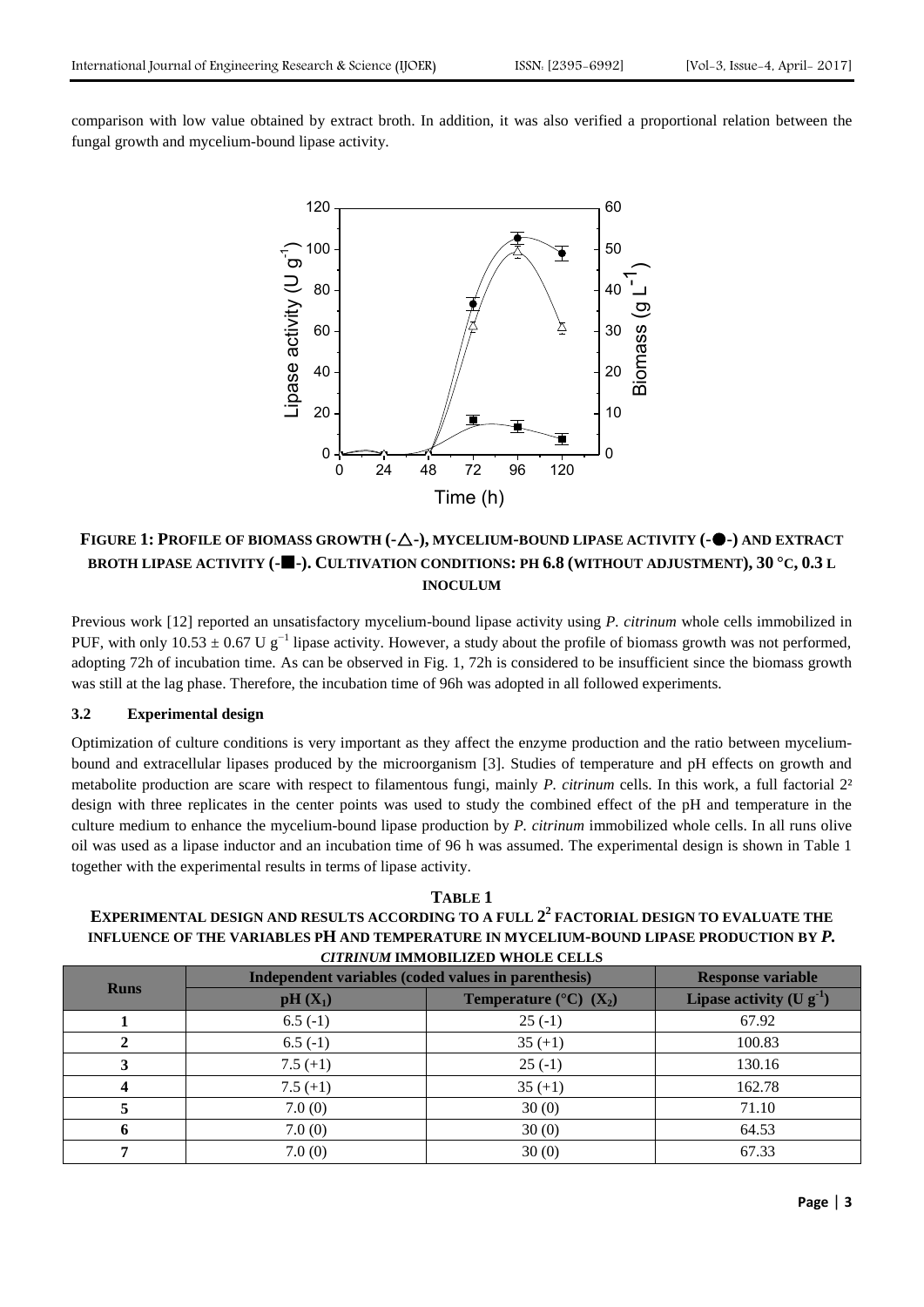comparison with low value obtained by extract broth. In addition, it was also verified a proportional relation between the fungal growth and mycelium-bound lipase activity.

**FIGURE 1: PROFILE OF BIOMASS GROWTH (-△-), MYCELIUM-BOUND LIPASE ACTIVITY (-●-) AND EXTRACT BROTH LIPASE ACTIVITY (-■-). CULTIVATION CONDITIONS: PH 6.8 (WITHOUT ADJUSTMENT), 30 °C, 0.3 L INOCULUM**

Previous work [12] reported an unsatisfactory mycelium-bound lipase activity using *P. citrinum* whole cells immobilized in PUF, with only $10.53 \pm 0.67$ U $g^{-1}$ lipase activity. However, a study about the profile of biomass growth was not performed, adopting 72h of incubation time. As can be observed in Fig. 1, 72h is considered to be insufficient since the biomass growth was still at the lag phase. Therefore, the incubation time of 96h was adopted in all followed experiments.

### 3.2 Experimental design

Optimization of culture conditions is very important as they affect the enzyme production and the ratio between mycelium-bound and extracellular lipases produced by the microorganism [3]. Studies of temperature and pH effects on growth and metabolite production are scare with respect to filamentous fungi, mainly *P. citrinum* cells. In this work, a full factorial 2² design with three replicates in the center points was used to study the combined effect of the pH and temperature in the culture medium to enhance the mycelium-bound lipase production by *P. citrinum* immobilized whole cells. In all runs olive oil was used as a lipase inductor and an incubation time of 96 h was assumed. The experimental design is shown in Table 1 together with the experimental results in terms of lipase activity.

**TABLE 1**
**EXPERIMENTAL DESIGN AND RESULTS ACCORDING TO A FULL $2^2$ FACTORIAL DESIGN TO EVALUATE THE INFLUENCE OF THE VARIABLES PH AND TEMPERATURE IN MYCELIUM-BOUND LIPASE PRODUCTION BY *P. CITRINUM* IMMOBILIZED WHOLE CELLS**

| Runs | Independent variables (coded values in parenthesis) | | Response variable |
|---|---|---|---|
| | pH ($X_1$) | Temperature (°C) ($X_2$) | Lipase activity (U $g^{-1}$) |
| 1 | 6.5 (-1) | 25 (-1) | 67.92 |
| 2 | 6.5 (-1) | 35 (+1) | 100.83 |
| 3 | 7.5 (+1) | 25 (-1) | 130.16 |
| 4 | 7.5 (+1) | 35 (+1) | 162.78 |
| 5 | 7.0 (0) | 30 (0) | 71.10 |
| 6 | 7.0 (0) | 30 (0) | 64.53 |
| 7 | 7.0 (0) | 30 (0) | 67.33 |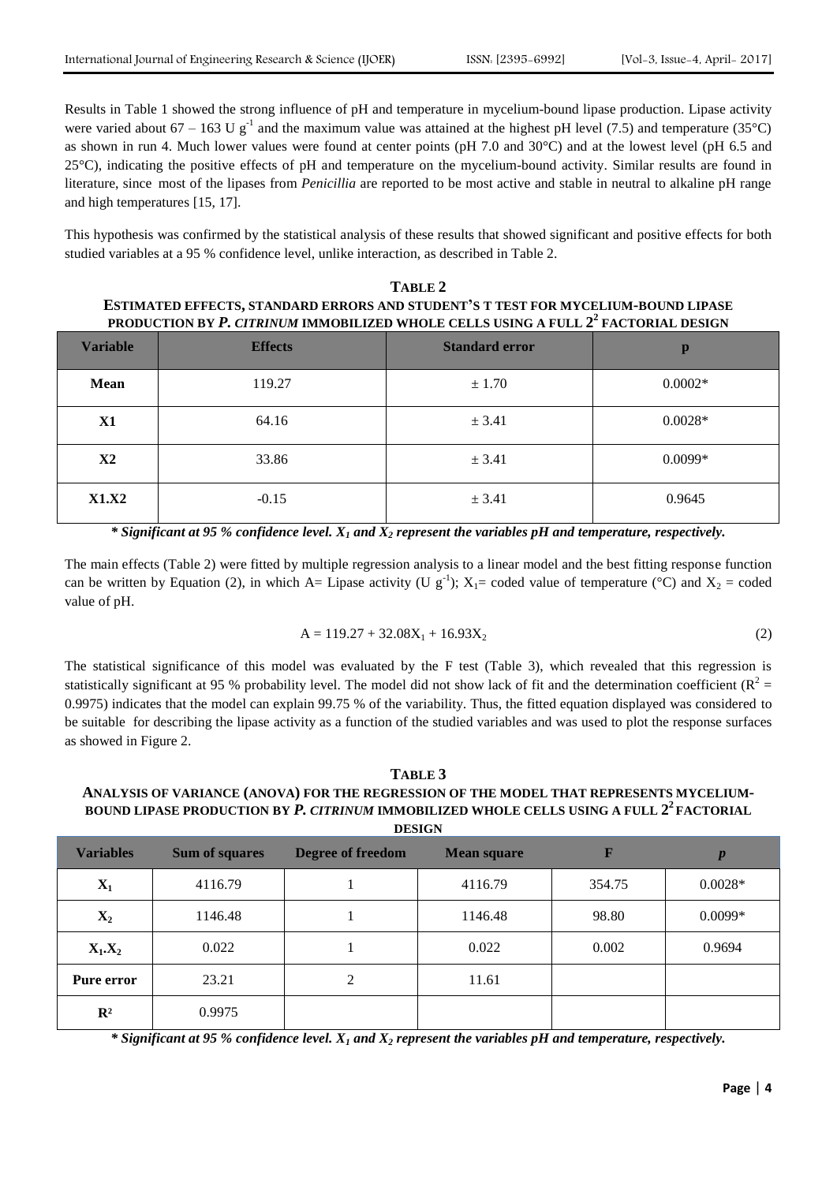Results in Table 1 showed the strong influence of pH and temperature in mycelium-bound lipase production. Lipase activity were varied about 67 – 163 U $g^{-1}$ and the maximum value was attained at the highest pH level (7.5) and temperature (35°C) as shown in run 4. Much lower values were found at center points (pH 7.0 and 30°C) and at the lowest level (pH 6.5 and 25°C), indicating the positive effects of pH and temperature on the mycelium-bound activity. Similar results are found in literature, since most of the lipases from *Penicillia* are reported to be most active and stable in neutral to alkaline pH range and high temperatures [15, 17].

This hypothesis was confirmed by the statistical analysis of these results that showed significant and positive effects for both studied variables at a 95 % confidence level, unlike interaction, as described in Table 2.

**TABLE 2**
**ESTIMATED EFFECTS, STANDARD ERRORS AND STUDENT'S T TEST FOR MYCELIUM-BOUND LIPASE PRODUCTION BY *P. CITRINUM* IMMOBILIZED WHOLE CELLS USING A FULL $2^2$ FACTORIAL DESIGN**

| Variable | Effects | Standard error | p |
|---|---|---|---|
| **Mean** | 119.27 | ± 1.70 | 0.0002* |
| **X1** | 64.16 | ± 3.41 | 0.0028* |
| **X2** | 33.86 | ± 3.41 | 0.0099* |
| **X1.X2** | -0.15 | ± 3.41 | 0.9645 |

***\* Significant at 95 % confidence level. $X_1$ and $X_2$ represent the variables pH and temperature, respectively.***

The main effects (Table 2) were fitted by multiple regression analysis to a linear model and the best fitting response function can be written by Equation (2), in which A= Lipase activity (U $g^{-1}$); $X_1$= coded value of temperature (°C) and $X_2$ = coded value of pH.

$$A = 119.27 + 32.08X_1 + 16.93X_2 \tag{2}$$

The statistical significance of this model was evaluated by the F test (Table 3), which revealed that this regression is statistically significant at 95 % probability level. The model did not show lack of fit and the determination coefficient ($R^2$ = 0.9975) indicates that the model can explain 99.75 % of the variability. Thus, the fitted equation displayed was considered to be suitable for describing the lipase activity as a function of the studied variables and was used to plot the response surfaces as showed in Figure 2.

**TABLE 3**
**ANALYSIS OF VARIANCE (ANOVA) FOR THE REGRESSION OF THE MODEL THAT REPRESENTS MYCELIUM-BOUND LIPASE PRODUCTION BY *P. CITRINUM* IMMOBILIZED WHOLE CELLS USING A FULL $2^2$ FACTORIAL DESIGN**

| Variables | Sum of squares | Degree of freedom | Mean square | F | *p* |
|---|---|---|---|---|---|
| $X_1$ | 4116.79 | 1 | 4116.79 | 354.75 | 0.0028* |
| $X_2$ | 1146.48 | 1 | 1146.48 | 98.80 | 0.0099* |
| $X_1.X_2$ | 0.022 | 1 | 0.022 | 0.002 | 0.9694 |
| **Pure error** | 23.21 | 2 | 11.61 | | |
| $R^2$ | 0.9975 | | | | |

***\* Significant at 95 % confidence level. $X_1$ and $X_2$ represent the variables pH and temperature, respectively.***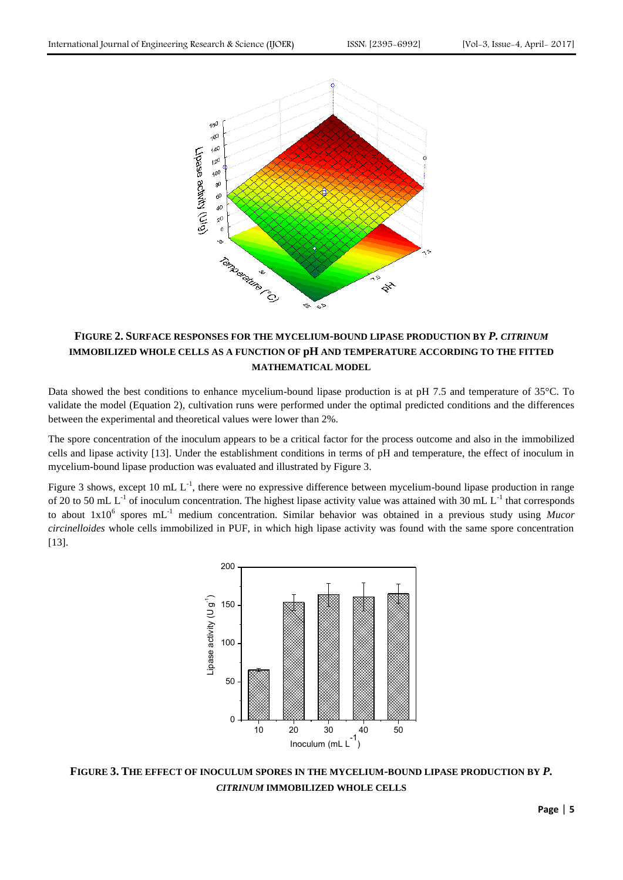**FIGURE 2. SURFACE RESPONSES FOR THE MYCELIUM-BOUND LIPASE PRODUCTION BY *P. CITRINUM* IMMOBILIZED WHOLE CELLS AS A FUNCTION OF pH AND TEMPERATURE ACCORDING TO THE FITTED MATHEMATICAL MODEL**

Data showed the best conditions to enhance mycelium-bound lipase production is at pH 7.5 and temperature of 35°C. To validate the model (Equation 2), cultivation runs were performed under the optimal predicted conditions and the differences between the experimental and theoretical values were lower than 2%.

The spore concentration of the inoculum appears to be a critical factor for the process outcome and also in the immobilized cells and lipase activity [13]. Under the establishment conditions in terms of pH and temperature, the effect of inoculum in mycelium-bound lipase production was evaluated and illustrated by Figure 3.

Figure 3 shows, except 10 mL $L^{-1}$, there were no expressive difference between mycelium-bound lipase production in range of 20 to 50 mL $L^{-1}$ of inoculum concentration. The highest lipase activity value was attained with 30 mL $L^{-1}$ that corresponds to about $1x10^6$ spores $mL^{-1}$ medium concentration. Similar behavior was obtained in a previous study using *Mucor circinelloides* whole cells immobilized in PUF, in which high lipase activity was found with the same spore concentration [13].

**FIGURE 3. THE EFFECT OF INOCULUM SPORES IN THE MYCELIUM-BOUND LIPASE PRODUCTION BY *P. CITRINUM* IMMOBILIZED WHOLE CELLS**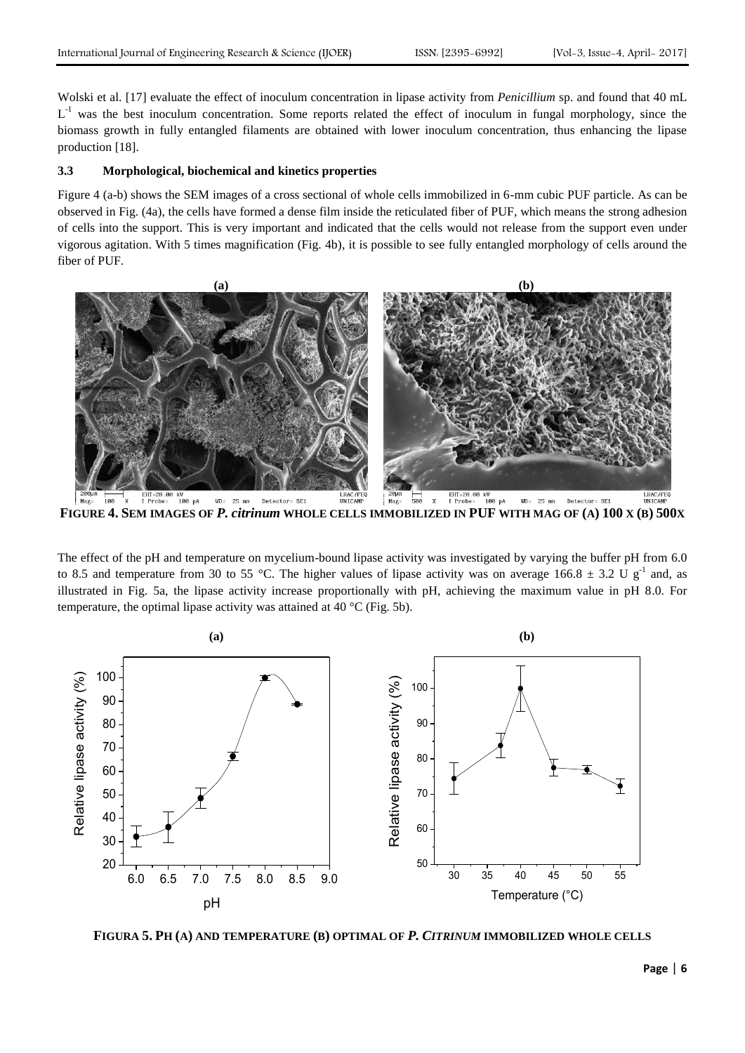Wolski et al. [17] evaluate the effect of inoculum concentration in lipase activity from *Penicillium* sp. and found that 40 mL $L^{-1}$ was the best inoculum concentration. Some reports related the effect of inoculum in fungal morphology, since the biomass growth in fully entangled filaments are obtained with lower inoculum concentration, thus enhancing the lipase production [18].

### 3.3 Morphological, biochemical and kinetics properties

Figure 4 (a-b) shows the SEM images of a cross sectional of whole cells immobilized in 6-mm cubic PUF particle. As can be observed in Fig. (4a), the cells have formed a dense film inside the reticulated fiber of PUF, which means the strong adhesion of cells into the support. This is very important and indicated that the cells would not release from the support even under vigorous agitation. With 5 times magnification (Fig. 4b), it is possible to see fully entangled morphology of cells around the fiber of PUF.

**FIGURE 4. SEM IMAGES OF *P. citrinum* WHOLE CELLS IMMOBILIZED IN PUF WITH MAG OF (A) 100 X (B) 500X**

The effect of the pH and temperature on mycelium-bound lipase activity was investigated by varying the buffer pH from 6.0 to 8.5 and temperature from 30 to 55 °C. The higher values of lipase activity was on average 166.8 ± 3.2 U $g^{-1}$ and, as illustrated in Fig. 5a, the lipase activity increase proportionally with pH, achieving the maximum value in pH 8.0. For temperature, the optimal lipase activity was attained at 40 °C (Fig. 5b).

**FIGURA 5. PH (A) AND TEMPERATURE (B) OPTIMAL OF *P. CITRINUM* IMMOBILIZED WHOLE CELLS**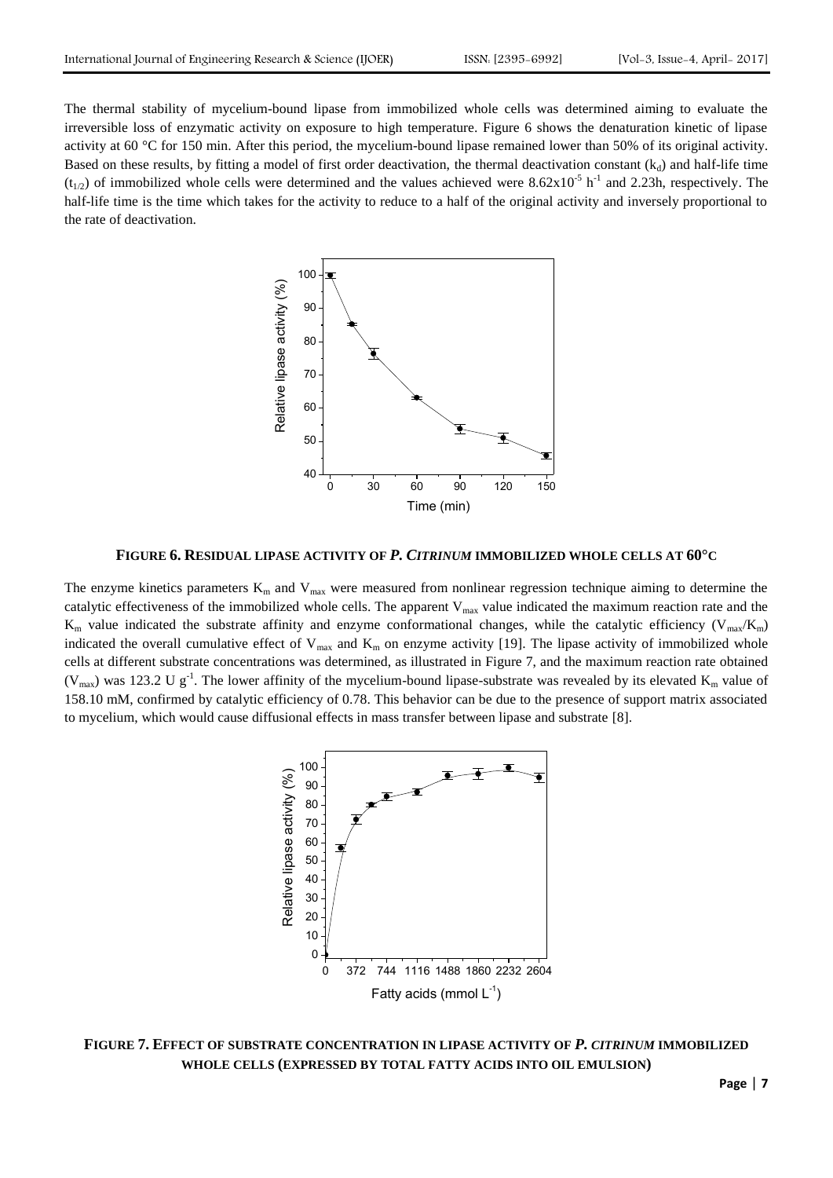The thermal stability of mycelium-bound lipase from immobilized whole cells was determined aiming to evaluate the irreversible loss of enzymatic activity on exposure to high temperature. Figure 6 shows the denaturation kinetic of lipase activity at 60 °C for 150 min. After this period, the mycelium-bound lipase remained lower than 50% of its original activity. Based on these results, by fitting a model of first order deactivation, the thermal deactivation constant ($k_d$) and half-life time ($t_{1/2}$) of immobilized whole cells were determined and the values achieved were $8.62 \times 10^{-5}$ $h^{-1}$ and 2.23h, respectively. The half-life time is the time which takes for the activity to reduce to a half of the original activity and inversely proportional to the rate of deactivation.

**FIGURE 6. RESIDUAL LIPASE ACTIVITY OF *P. CITRINUM* IMMOBILIZED WHOLE CELLS AT 60°C**

The enzyme kinetics parameters $K_m$ and $V_{max}$ were measured from nonlinear regression technique aiming to determine the catalytic effectiveness of the immobilized whole cells. The apparent $V_{max}$ value indicated the maximum reaction rate and the $K_m$ value indicated the substrate affinity and enzyme conformational changes, while the catalytic efficiency ($V_{max}/K_m$) indicated the overall cumulative effect of $V_{max}$ and $K_m$ on enzyme activity [19]. The lipase activity of immobilized whole cells at different substrate concentrations was determined, as illustrated in Figure 7, and the maximum reaction rate obtained ($V_{max}$) was 123.2 U $g^{-1}$. The lower affinity of the mycelium-bound lipase-substrate was revealed by its elevated $K_m$ value of 158.10 mM, confirmed by catalytic efficiency of 0.78. This behavior can be due to the presence of support matrix associated to mycelium, which would cause diffusional effects in mass transfer between lipase and substrate [8].

**FIGURE 7. EFFECT OF SUBSTRATE CONCENTRATION IN LIPASE ACTIVITY OF *P. CITRINUM* IMMOBILIZED WHOLE CELLS (EXPRESSED BY TOTAL FATTY ACIDS INTO OIL EMULSION)**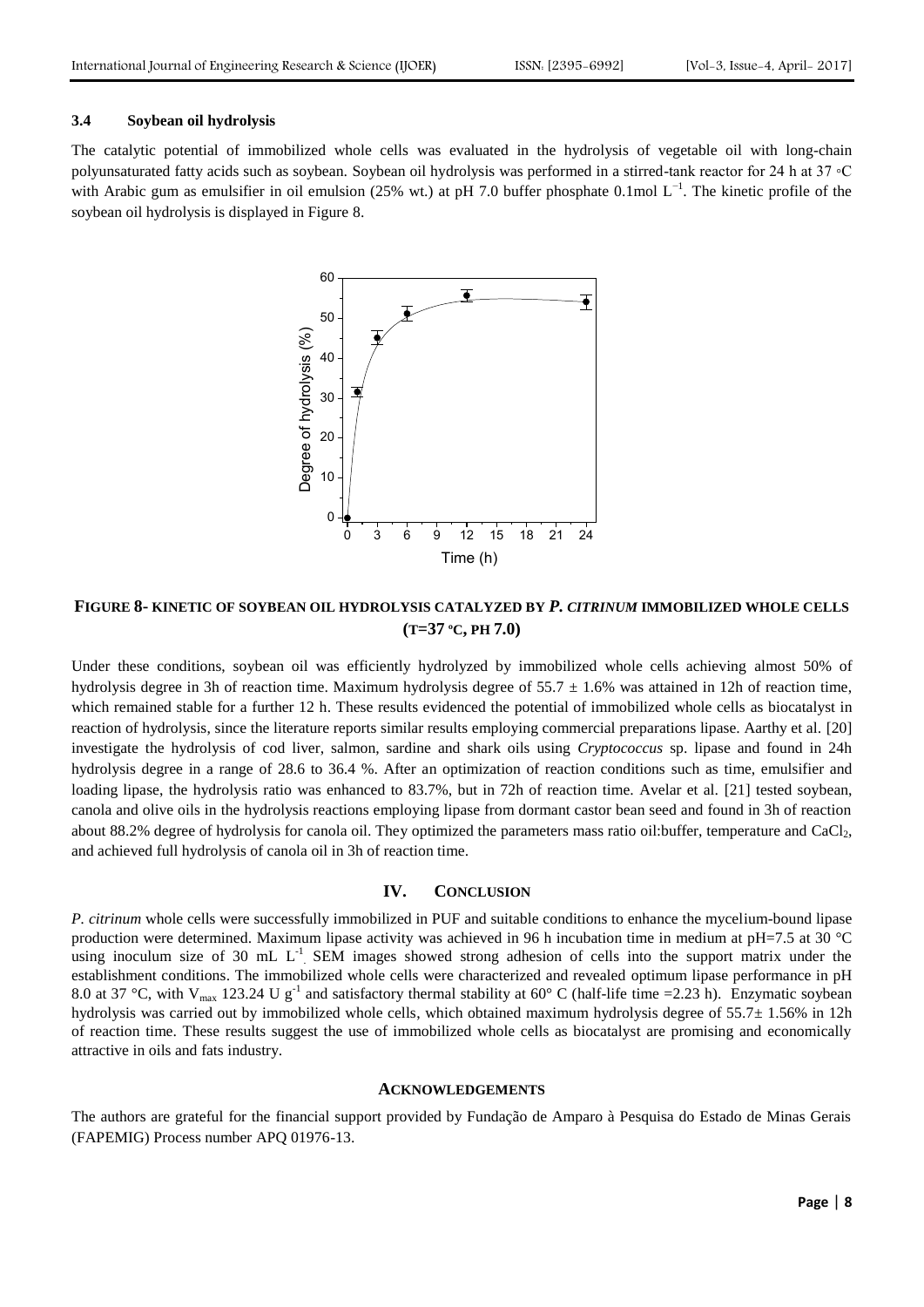### 3.4 Soybean oil hydrolysis

The catalytic potential of immobilized whole cells was evaluated in the hydrolysis of vegetable oil with long-chain polyunsaturated fatty acids such as soybean. Soybean oil hydrolysis was performed in a stirred-tank reactor for 24 h at 37 ◦C with Arabic gum as emulsifier in oil emulsion (25% wt.) at pH 7.0 buffer phosphate 0.1mol $L^{-1}$. The kinetic profile of the soybean oil hydrolysis is displayed in Figure 8.

**FIGURE 8- KINETIC OF SOYBEAN OIL HYDROLYSIS CATALYZED BY *P. CITRINUM* IMMOBILIZED WHOLE CELLS (T=37 ºC, PH 7.0)**

Under these conditions, soybean oil was efficiently hydrolyzed by immobilized whole cells achieving almost 50% of hydrolysis degree in 3h of reaction time. Maximum hydrolysis degree of 55.7 ± 1.6% was attained in 12h of reaction time, which remained stable for a further 12 h. These results evidenced the potential of immobilized whole cells as biocatalyst in reaction of hydrolysis, since the literature reports similar results employing commercial preparations lipase. Aarthy et al. [20] investigate the hydrolysis of cod liver, salmon, sardine and shark oils using *Cryptococcus* sp. lipase and found in 24h hydrolysis degree in a range of 28.6 to 36.4 %. After an optimization of reaction conditions such as time, emulsifier and loading lipase, the hydrolysis ratio was enhanced to 83.7%, but in 72h of reaction time. Avelar et al. [21] tested soybean, canola and olive oils in the hydrolysis reactions employing lipase from dormant castor bean seed and found in 3h of reaction about 88.2% degree of hydrolysis for canola oil. They optimized the parameters mass ratio oil:buffer, temperature and $CaCl_2$, and achieved full hydrolysis of canola oil in 3h of reaction time.

## IV. CONCLUSION

*P. citrinum* whole cells were successfully immobilized in PUF and suitable conditions to enhance the mycelium-bound lipase production were determined. Maximum lipase activity was achieved in 96 h incubation time in medium at pH=7.5 at 30 °C using inoculum size of 30 mL $L^{-1}$. SEM images showed strong adhesion of cells into the support matrix under the establishment conditions. The immobilized whole cells were characterized and revealed optimum lipase performance in pH 8.0 at 37 °C, with $V_{max}$ 123.24 U $g^{-1}$ and satisfactory thermal stability at 60° C (half-life time =2.23 h). Enzymatic soybean hydrolysis was carried out by immobilized whole cells, which obtained maximum hydrolysis degree of 55.7± 1.56% in 12h of reaction time. These results suggest the use of immobilized whole cells as biocatalyst are promising and economically attractive in oils and fats industry.

## ACKNOWLEDGEMENTS

The authors are grateful for the financial support provided by Fundação de Amparo à Pesquisa do Estado de Minas Gerais (FAPEMIG) Process number APQ 01976-13.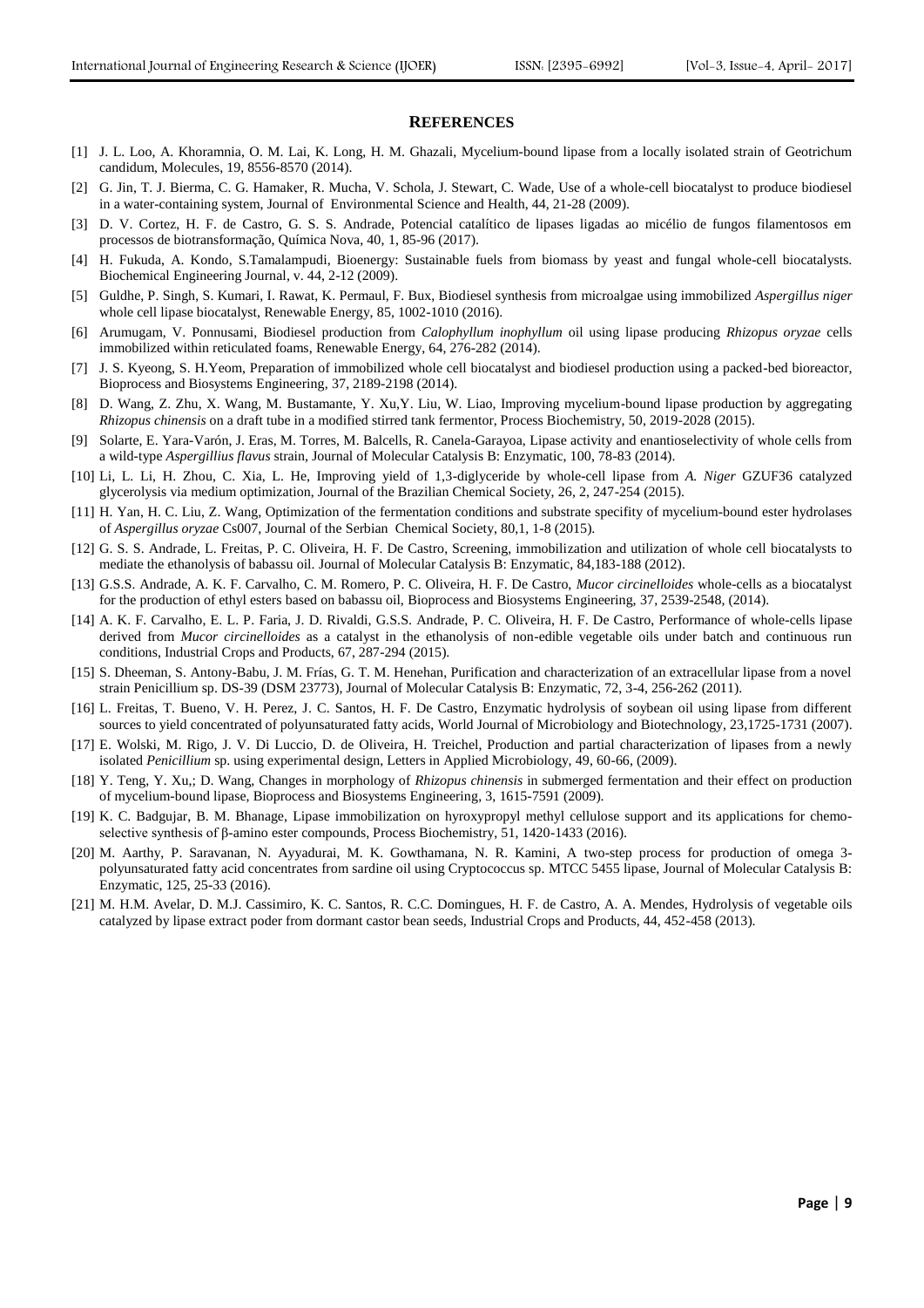## REFERENCES

[1] J. L. Loo, A. Khoramnia, O. M. Lai, K. Long, H. M. Ghazali, Mycelium-bound lipase from a locally isolated strain of Geotrichum candidum, Molecules, 19, 8556-8570 (2014).

[2] G. Jin, T. J. Bierma, C. G. Hamaker, R. Mucha, V. Schola, J. Stewart, C. Wade, Use of a whole-cell biocatalyst to produce biodiesel in a water-containing system, Journal of Environmental Science and Health, 44, 21-28 (2009).

[3] D. V. Cortez, H. F. de Castro, G. S. S. Andrade, Potencial catalítico de lipases ligadas ao micélio de fungos filamentosos em processos de biotransformação, Química Nova, 40, 1, 85-96 (2017).

[4] H. Fukuda, A. Kondo, S.Tamalampudi, Bioenergy: Sustainable fuels from biomass by yeast and fungal whole-cell biocatalysts. Biochemical Engineering Journal, v. 44, 2-12 (2009).

[5] Guldhe, P. Singh, S. Kumari, I. Rawat, K. Permaul, F. Bux, Biodiesel synthesis from microalgae using immobilized *Aspergillus niger* whole cell lipase biocatalyst, Renewable Energy, 85, 1002-1010 (2016).

[6] Arumugam, V. Ponnusami, Biodiesel production from *Calophyllum inophyllum* oil using lipase producing *Rhizopus oryzae* cells immobilized within reticulated foams, Renewable Energy, 64, 276-282 (2014).

[7] J. S. Kyeong, S. H.Yeom, Preparation of immobilized whole cell biocatalyst and biodiesel production using a packed-bed bioreactor, Bioprocess and Biosystems Engineering, 37, 2189-2198 (2014).

[8] D. Wang, Z. Zhu, X. Wang, M. Bustamante, Y. Xu,Y. Liu, W. Liao, Improving mycelium-bound lipase production by aggregating *Rhizopus chinensis* on a draft tube in a modified stirred tank fermentor, Process Biochemistry, 50, 2019-2028 (2015).

[9] Solarte, E. Yara-Varón, J. Eras, M. Torres, M. Balcells, R. Canela-Garayoa, Lipase activity and enantioselectivity of whole cells from a wild-type *Aspergillius flavus* strain, Journal of Molecular Catalysis B: Enzymatic, 100, 78-83 (2014).

[10] Li, L. Li, H. Zhou, C. Xia, L. He, Improving yield of 1,3-diglyceride by whole-cell lipase from *A. Niger* GZUF36 catalyzed glycerolysis via medium optimization, Journal of the Brazilian Chemical Society, 26, 2, 247-254 (2015).

[11] H. Yan, H. C. Liu, Z. Wang, Optimization of the fermentation conditions and substrate specifity of mycelium-bound ester hydrolases of *Aspergillus oryzae* Cs007, Journal of the Serbian Chemical Society, 80,1, 1-8 (2015).

[12] G. S. S. Andrade, L. Freitas, P. C. Oliveira, H. F. De Castro, Screening, immobilization and utilization of whole cell biocatalysts to mediate the ethanolysis of babassu oil. Journal of Molecular Catalysis B: Enzymatic, 84,183-188 (2012).

[13] G.S.S. Andrade, A. K. F. Carvalho, C. M. Romero, P. C. Oliveira, H. F. De Castro, *Mucor circinelloides* whole-cells as a biocatalyst for the production of ethyl esters based on babassu oil, Bioprocess and Biosystems Engineering, 37, 2539-2548, (2014).

[14] A. K. F. Carvalho, E. L. P. Faria, J. D. Rivaldi, G.S.S. Andrade, P. C. Oliveira, H. F. De Castro, Performance of whole-cells lipase derived from *Mucor circinelloides* as a catalyst in the ethanolysis of non-edible vegetable oils under batch and continuous run conditions, Industrial Crops and Products, 67, 287-294 (2015).

[15] S. Dheeman, S. Antony-Babu, J. M. Frías, G. T. M. Henehan, Purification and characterization of an extracellular lipase from a novel strain Penicillium sp. DS-39 (DSM 23773), Journal of Molecular Catalysis B: Enzymatic, 72, 3-4, 256-262 (2011).

[16] L. Freitas, T. Bueno, V. H. Perez, J. C. Santos, H. F. De Castro, Enzymatic hydrolysis of soybean oil using lipase from different sources to yield concentrated of polyunsaturated fatty acids, World Journal of Microbiology and Biotechnology, 23,1725-1731 (2007).

[17] E. Wolski, M. Rigo, J. V. Di Luccio, D. de Oliveira, H. Treichel, Production and partial characterization of lipases from a newly isolated *Penicillium* sp. using experimental design, Letters in Applied Microbiology, 49, 60-66, (2009).

[18] Y. Teng, Y. Xu,; D. Wang, Changes in morphology of *Rhizopus chinensis* in submerged fermentation and their effect on production of mycelium-bound lipase, Bioprocess and Biosystems Engineering, 3, 1615-7591 (2009).

[19] K. C. Badgujar, B. M. Bhanage, Lipase immobilization on hyroxypropyl methyl cellulose support and its applications for chemo-selective synthesis of β-amino ester compounds, Process Biochemistry, 51, 1420-1433 (2016).

[20] M. Aarthy, P. Saravanan, N. Ayyadurai, M. K. Gowthamana, N. R. Kamini, A two-step process for production of omega 3-polyunsaturated fatty acid concentrates from sardine oil using Cryptococcus sp. MTCC 5455 lipase, Journal of Molecular Catalysis B: Enzymatic, 125, 25-33 (2016).

[21] M. H.M. Avelar, D. M.J. Cassimiro, K. C. Santos, R. C.C. Domingues, H. F. de Castro, A. A. Mendes, Hydrolysis of vegetable oils catalyzed by lipase extract poder from dormant castor bean seeds, Industrial Crops and Products, 44, 452-458 (2013).